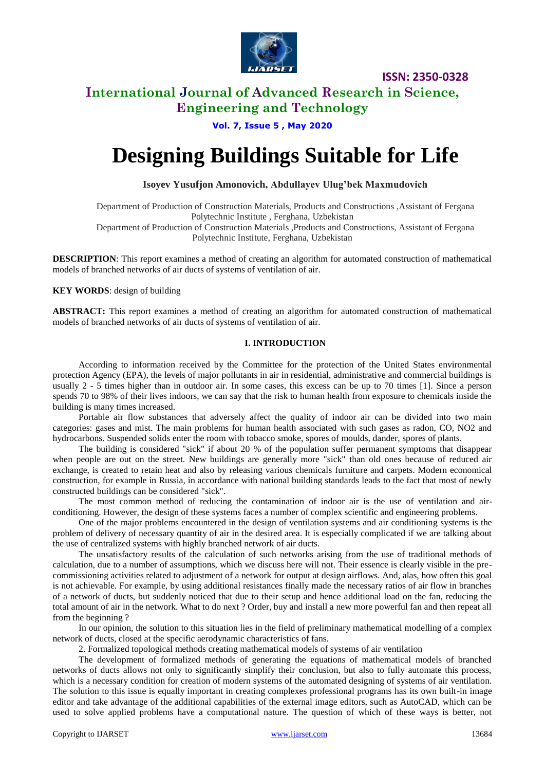ISSN: 2350-0328

# International Journal of Advanced Research in Science, Engineering and Technology

**Vol. 7, Issue 5 , May 2020**

# Designing Buildings Suitable for Life

**Isoyev Yusufjon Amonovich, Abdullayev Ulug'bek Maxmudovich**

Department of Production of Construction Materials, Products and Constructions ,Assistant of Fergana Polytechnic Institute , Ferghana, Uzbekistan
Department of Production of Construction Materials ,Products and Constructions, Assistant of Fergana Polytechnic Institute, Ferghana, Uzbekistan

**DESCRIPTION**: This report examines a method of creating an algorithm for automated construction of mathematical models of branched networks of air ducts of systems of ventilation of air.

**KEY WORDS**: design of building

**ABSTRACT:** This report examines a method of creating an algorithm for automated construction of mathematical models of branched networks of air ducts of systems of ventilation of air.

## I. INTRODUCTION

According to information received by the Committee for the protection of the United States environmental protection Agency (EPA), the levels of major pollutants in air in residential, administrative and commercial buildings is usually 2 - 5 times higher than in outdoor air. In some cases, this excess can be up to 70 times [1]. Since a person spends 70 to 98% of their lives indoors, we can say that the risk to human health from exposure to chemicals inside the building is many times increased.

Portable air flow substances that adversely affect the quality of indoor air can be divided into two main categories: gases and mist. The main problems for human health associated with such gases as radon, CO, $NO_2$ and hydrocarbons. Suspended solids enter the room with tobacco smoke, spores of moulds, dander, spores of plants.

The building is considered "sick" if about 20 % of the population suffer permanent symptoms that disappear when people are out on the street. New buildings are generally more "sick" than old ones because of reduced air exchange, is created to retain heat and also by releasing various chemicals furniture and carpets. Modern economical construction, for example in Russia, in accordance with national building standards leads to the fact that most of newly constructed buildings can be considered "sick".

The most common method of reducing the contamination of indoor air is the use of ventilation and air-conditioning. However, the design of these systems faces a number of complex scientific and engineering problems.

One of the major problems encountered in the design of ventilation systems and air conditioning systems is the problem of delivery of necessary quantity of air in the desired area. It is especially complicated if we are talking about the use of centralized systems with highly branched network of air ducts.

The unsatisfactory results of the calculation of such networks arising from the use of traditional methods of calculation, due to a number of assumptions, which we discuss here will not. Their essence is clearly visible in the pre-commissioning activities related to adjustment of a network for output at design airflows. And, alas, how often this goal is not achievable. For example, by using additional resistances finally made the necessary ratios of air flow in branches of a network of ducts, but suddenly noticed that due to their setup and hence additional load on the fan, reducing the total amount of air in the network. What to do next ? Order, buy and install a new more powerful fan and then repeat all from the beginning ?

In our opinion, the solution to this situation lies in the field of preliminary mathematical modelling of a complex network of ducts, closed at the specific aerodynamic characteristics of fans.

2. Formalized topological methods creating mathematical models of systems of air ventilation

The development of formalized methods of generating the equations of mathematical models of branched networks of ducts allows not only to significantly simplify their conclusion, but also to fully automate this process, which is a necessary condition for creation of modern systems of the automated designing of systems of air ventilation. The solution to this issue is equally important in creating complexes professional programs has its own built-in image editor and take advantage of the additional capabilities of the external image editors, such as AutoCAD, which can be used to solve applied problems have a computational nature. The question of which of these ways is better, not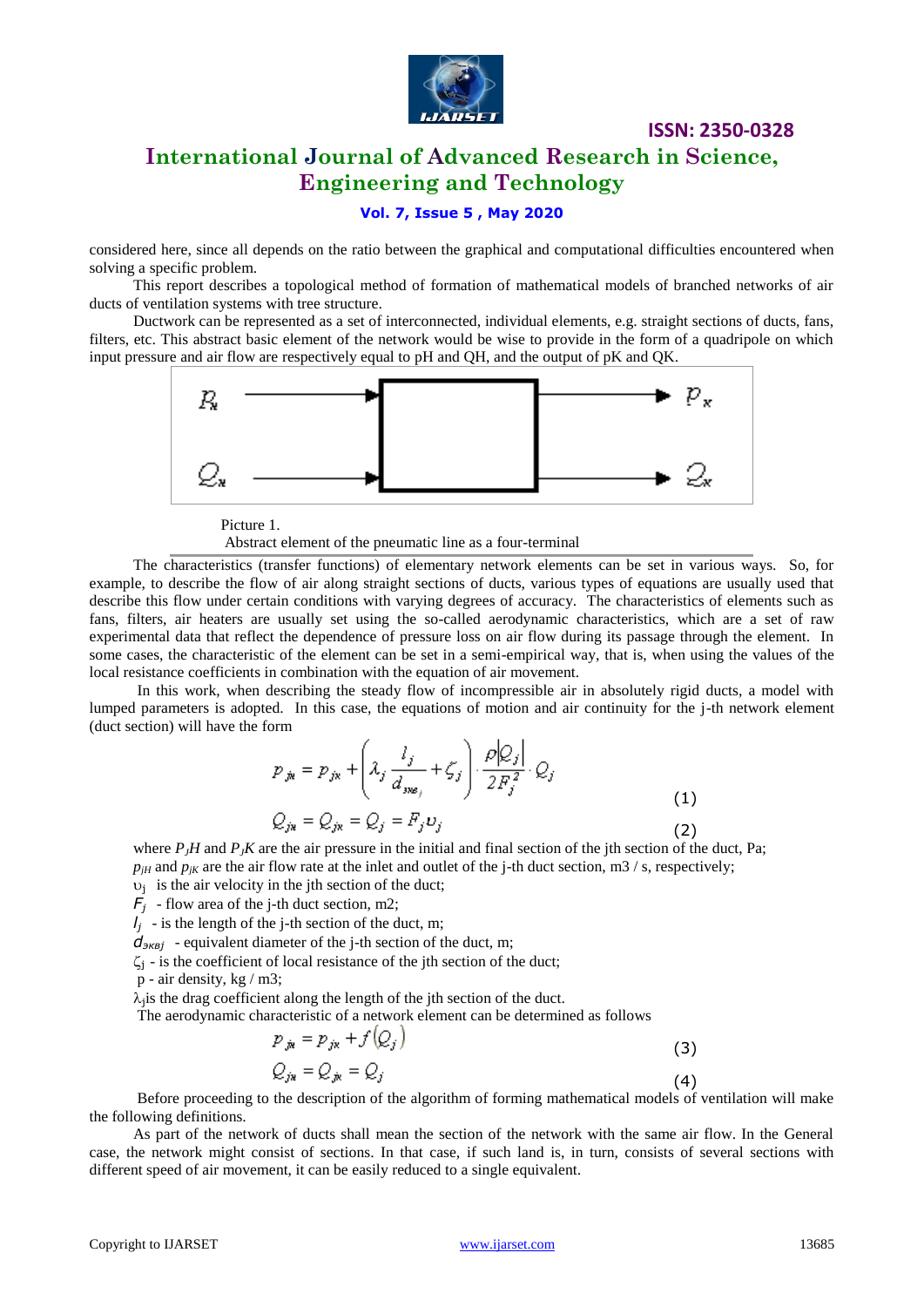considered here, since all depends on the ratio between the graphical and computational difficulties encountered when solving a specific problem.

This report describes a topological method of formation of mathematical models of branched networks of air ducts of ventilation systems with tree structure.

Ductwork can be represented as a set of interconnected, individual elements, e.g. straight sections of ducts, fans, filters, etc. This abstract basic element of the network would be wise to provide in the form of a quadripole on which input pressure and air flow are respectively equal to pH and QH, and the output of pK and QK.

Picture 1.
Abstract element of the pneumatic line as a four-terminal

The characteristics (transfer functions) of elementary network elements can be set in various ways. So, for example, to describe the flow of air along straight sections of ducts, various types of equations are usually used that describe this flow under certain conditions with varying degrees of accuracy. The characteristics of elements such as fans, filters, air heaters are usually set using the so-called aerodynamic characteristics, which are a set of raw experimental data that reflect the dependence of pressure loss on air flow during its passage through the element. In some cases, the characteristic of the element can be set in a semi-empirical way, that is, when using the values of the local resistance coefficients in combination with the equation of air movement.

In this work, when describing the steady flow of incompressible air in absolutely rigid ducts, a model with lumped parameters is adopted. In this case, the equations of motion and air continuity for the j-th network element (duct section) will have the form

$$p_{jн} = p_{jк} + \left( \lambda_j \frac{l_j}{d_{экв_j}} + \zeta_j \right) \cdot \frac{\rho |Q_j|}{2F_j^2} \cdot Q_j \tag{1}$$

$$Q_{jн} = Q_{jк} = Q_j = F_j \upsilon_j \tag{2}$$

where $P_jH$ and $P_jK$ are the air pressure in the initial and final section of the jth section of the duct, Pa;
$p_{jH}$ and $p_{jK}$ are the air flow rate at the inlet and outlet of the j-th duct section, m3 / s, respectively;
$\upsilon_j$ is the air velocity in the jth section of the duct;
$F_j$ - flow area of the j-th duct section, m2;
$l_j$ - is the length of the j-th section of the duct, m;
$d_{эквj}$ - equivalent diameter of the j-th section of the duct, m;
$\zeta_j$ - is the coefficient of local resistance of the jth section of the duct;
p - air density, kg / m3;
$\lambda_j$is the drag coefficient along the length of the jth section of the duct.

The aerodynamic characteristic of a network element can be determined as follows

$$p_{jн} = p_{jк} + f(Q_j) \tag{3}$$

$$Q_{jн} = Q_{jк} = Q_j \tag{4}$$

Before proceeding to the description of the algorithm of forming mathematical models of ventilation will make the following definitions.

As part of the network of ducts shall mean the section of the network with the same air flow. In the General case, the network might consist of sections. In that case, if such land is, in turn, consists of several sections with different speed of air movement, it can be easily reduced to a single equivalent.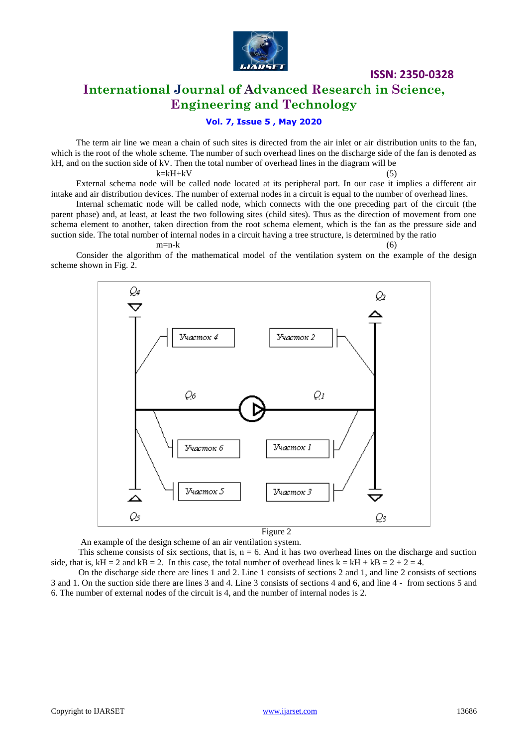The term air line we mean a chain of such sites is directed from the air inlet or air distribution units to the fan, which is the root of the whole scheme. The number of such overhead lines on the discharge side of the fan is denoted as kH, and on the suction side of kV. Then the total number of overhead lines in the diagram will be

$$k=kH+kV \quad (5)$$

External schema node will be called node located at its peripheral part. In our case it implies a different air intake and air distribution devices. The number of external nodes in a circuit is equal to the number of overhead lines.

Internal schematic node will be called node, which connects with the one preceding part of the circuit (the parent phase) and, at least, at least the two following sites (child sites). Thus as the direction of movement from one schema element to another, taken direction from the root schema element, which is the fan as the pressure side and suction side. The total number of internal nodes in a circuit having a tree structure, is determined by the ratio

$$m=n-k \quad (6)$$

Consider the algorithm of the mathematical model of the ventilation system on the example of the design scheme shown in Fig. 2.

Figure 2

An example of the design scheme of an air ventilation system.

This scheme consists of six sections, that is, n = 6. And it has two overhead lines on the discharge and suction side, that is, kH = 2 and kB = 2. In this case, the total number of overhead lines k = kH + kB = 2 + 2 = 4.

On the discharge side there are lines 1 and 2. Line 1 consists of sections 2 and 1, and line 2 consists of sections 3 and 1. On the suction side there are lines 3 and 4. Line 3 consists of sections 4 and 6, and line 4 - from sections 5 and 6. The number of external nodes of the circuit is 4, and the number of internal nodes is 2.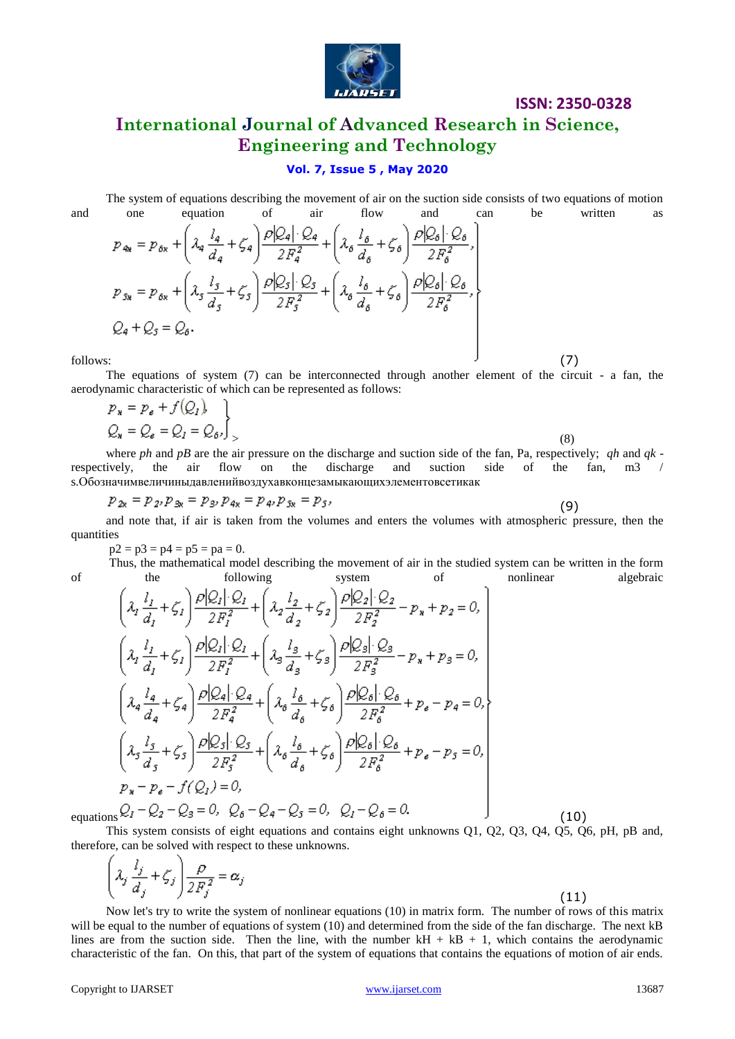The system of equations describing the movement of air on the suction side consists of two equations of motion and one equation of air flow and can be written as follows:

$$
\left.
\begin{aligned}
p_{4н} &= p_{6н} + \left(\lambda_4 \frac{l_4}{d_4} + \zeta_4\right)\frac{\rho|Q_4|\cdot Q_4}{2F_4^2} + \left(\lambda_6 \frac{l_6}{d_6} + \zeta_6\right)\frac{\rho|Q_6|\cdot Q_6}{2F_6^2},\\
p_{5н} &= p_{6н} + \left(\lambda_5 \frac{l_5}{d_5} + \zeta_5\right)\frac{\rho|Q_5|\cdot Q_5}{2F_5^2} + \left(\lambda_6 \frac{l_6}{d_6} + \zeta_6\right)\frac{\rho|Q_6|\cdot Q_6}{2F_6^2},\\
Q_4 &+ Q_5 = Q_6.
\end{aligned}
\right\} \qquad (7)
$$

The equations of system (7) can be interconnected through another element of the circuit - a fan, the aerodynamic characteristic of which can be represented as follows:

$$
\left.
\begin{aligned}
p_н &= p_в + f(Q_1),\\
Q_н &= Q_в = Q_1 = Q_6,
\end{aligned}
\right\} \qquad (8)
$$

where *ph* and *pB* are the air pressure on the discharge and suction side of the fan, Pa, respectively; *qh* and *qk* - respectively, the air flow on the discharge and suction side of the fan, m3 / s.Обозначимвеличиныдавленийвоздухавконцезамыкающихэлементовсетикак

$$
p_{2к} = p_2, p_{3к} = p_3, p_{4к} = p_4, p_{5к} = p_5, \qquad (9)
$$

and note that, if air is taken from the volumes and enters the volumes with atmospheric pressure, then the quantities

p2 = p3 = p4 = p5 = pa = 0.

Thus, the mathematical model describing the movement of air in the studied system can be written in the form of the following system of nonlinear algebraic equations

$$
\left.
\begin{aligned}
&\left(\lambda_1 \frac{l_1}{d_1} + \zeta_1\right)\frac{\rho|Q_1|\cdot Q_1}{2F_1^2} + \left(\lambda_2 \frac{l_2}{d_2} + \zeta_2\right)\frac{\rho|Q_2|\cdot Q_2}{2F_2^2} - p_н + p_2 = 0,\\
&\left(\lambda_1 \frac{l_1}{d_1} + \zeta_1\right)\frac{\rho|Q_1|\cdot Q_1}{2F_1^2} + \left(\lambda_3 \frac{l_3}{d_3} + \zeta_3\right)\frac{\rho|Q_3|\cdot Q_3}{2F_3^2} - p_н + p_3 = 0,\\
&\left(\lambda_4 \frac{l_4}{d_4} + \zeta_4\right)\frac{\rho|Q_4|\cdot Q_4}{2F_4^2} + \left(\lambda_6 \frac{l_6}{d_6} + \zeta_6\right)\frac{\rho|Q_6|\cdot Q_6}{2F_6^2} + p_в - p_4 = 0,\\
&\left(\lambda_5 \frac{l_5}{d_5} + \zeta_5\right)\frac{\rho|Q_5|\cdot Q_5}{2F_5^2} + \left(\lambda_6 \frac{l_6}{d_6} + \zeta_6\right)\frac{\rho|Q_6|\cdot Q_6}{2F_6^2} + p_в - p_5 = 0,\\
&p_н - p_в - f(Q_1) = 0,\\
&Q_1 - Q_2 - Q_3 = 0, \quad Q_6 - Q_4 - Q_5 = 0, \quad Q_1 - Q_6 = 0.
\end{aligned}
\right\} \qquad (10)
$$

This system consists of eight equations and contains eight unknowns Q1, Q2, Q3, Q4, Q5, Q6, pH, pB and, therefore, can be solved with respect to these unknowns.

$$
\left(\lambda_j \frac{l_j}{d_j} + \zeta_j\right)\frac{\rho}{2F_j^2} = \alpha_j \qquad (11)
$$

Now let's try to write the system of nonlinear equations (10) in matrix form. The number of rows of this matrix will be equal to the number of equations of system (10) and determined from the side of the fan discharge. The next kB lines are from the suction side. Then the line, with the number kH + kB + 1, which contains the aerodynamic characteristic of the fan. On this, that part of the system of equations that contains the equations of motion of air ends.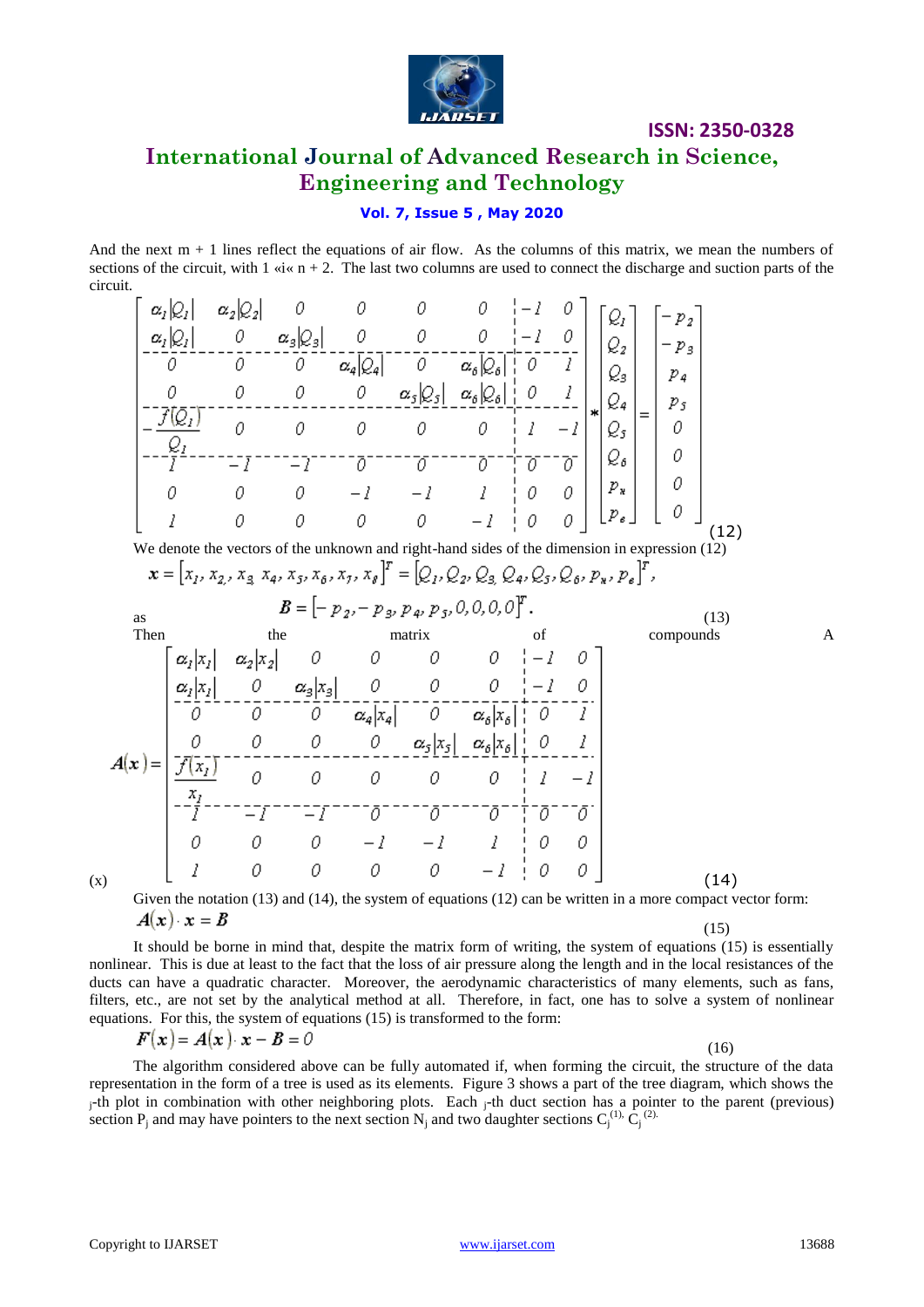And the next m + 1 lines reflect the equations of air flow. As the columns of this matrix, we mean the numbers of sections of the circuit, with 1 «i« n + 2. The last two columns are used to connect the discharge and suction parts of the circuit.

$$\left[\begin{array}{cccccc|cc} \alpha_1|Q_1| & \alpha_2|Q_2| & 0 & 0 & 0 & 0 & -1 & 0 \\ \alpha_1|Q_1| & 0 & \alpha_3|Q_3| & 0 & 0 & 0 & -1 & 0 \\ \hline 0 & 0 & 0 & \alpha_4|Q_4| & 0 & \alpha_6|Q_6| & 0 & 1 \\ 0 & 0 & 0 & 0 & \alpha_5|Q_5| & \alpha_6|Q_6| & 0 & 1 \\ \hline -\dfrac{f(Q_1)}{Q_1} & 0 & 0 & 0 & 0 & 0 & 1 & -1 \\ \hline 1 & -1 & -1 & 0 & 0 & 0 & 0 & 0 \\ 0 & 0 & 0 & -1 & -1 & 1 & 0 & 0 \\ 1 & 0 & 0 & 0 & 0 & -1 & 0 & 0 \end{array}\right] * \begin{bmatrix} Q_1 \\ Q_2 \\ Q_3 \\ Q_4 \\ Q_5 \\ Q_6 \\ p_н \\ p_в \end{bmatrix} = \begin{bmatrix} -p_2 \\ -p_3 \\ p_4 \\ p_5 \\ 0 \\ 0 \\ 0 \\ 0 \end{bmatrix} \tag{12}$$

We denote the vectors of the unknown and right-hand sides of the dimension in expression (12)

$$\boldsymbol{x} = [x_1, x_2, x_3, x_4, x_5, x_6, x_7, x_8]^T = [Q_1, Q_2, Q_3, Q_4, Q_5, Q_6, p_н, p_в]^T,$$

as

$$\boldsymbol{B} = [-p_2, -p_3, p_4, p_5, 0, 0, 0, 0]^T. \tag{13}$$

Then the matrix of compounds A (x)

$$\boldsymbol{A}(\boldsymbol{x}) = \left[\begin{array}{cccccc|cc} \alpha_1|x_1| & \alpha_2|x_2| & 0 & 0 & 0 & 0 & -1 & 0 \\ \alpha_1|x_1| & 0 & \alpha_3|x_3| & 0 & 0 & 0 & -1 & 0 \\ \hline 0 & 0 & 0 & \alpha_4|x_4| & 0 & \alpha_6|x_6| & 0 & 1 \\ 0 & 0 & 0 & 0 & \alpha_5|x_5| & \alpha_6|x_6| & 0 & 1 \\ \hline \dfrac{f(x_1)}{x_1} & 0 & 0 & 0 & 0 & 0 & 1 & -1 \\ \hline 1 & -1 & -1 & 0 & 0 & 0 & 0 & 0 \\ 0 & 0 & 0 & -1 & -1 & 1 & 0 & 0 \\ 1 & 0 & 0 & 0 & 0 & -1 & 0 & 0 \end{array}\right] \tag{14}$$

Given the notation (13) and (14), the system of equations (12) can be written in a more compact vector form:

$$\boldsymbol{A}(\boldsymbol{x}) \cdot \boldsymbol{x} = \boldsymbol{B} \tag{15}$$

It should be borne in mind that, despite the matrix form of writing, the system of equations (15) is essentially nonlinear. This is due at least to the fact that the loss of air pressure along the length and in the local resistances of the ducts can have a quadratic character. Moreover, the aerodynamic characteristics of many elements, such as fans, filters, etc., are not set by the analytical method at all. Therefore, in fact, one has to solve a system of nonlinear equations. For this, the system of equations (15) is transformed to the form:

$$\boldsymbol{F}(\boldsymbol{x}) = \boldsymbol{A}(\boldsymbol{x}) \cdot \boldsymbol{x} - \boldsymbol{B} = 0 \tag{16}$$

The algorithm considered above can be fully automated if, when forming the circuit, the structure of the data representation in the form of a tree is used as its elements. Figure 3 shows a part of the tree diagram, which shows the $_j$-th plot in combination with other neighboring plots. Each $_j$-th duct section has a pointer to the parent (previous) section $P_j$ and may have pointers to the next section $N_j$ and two daughter sections $C_j^{(1)}$, $C_j^{(2)}$.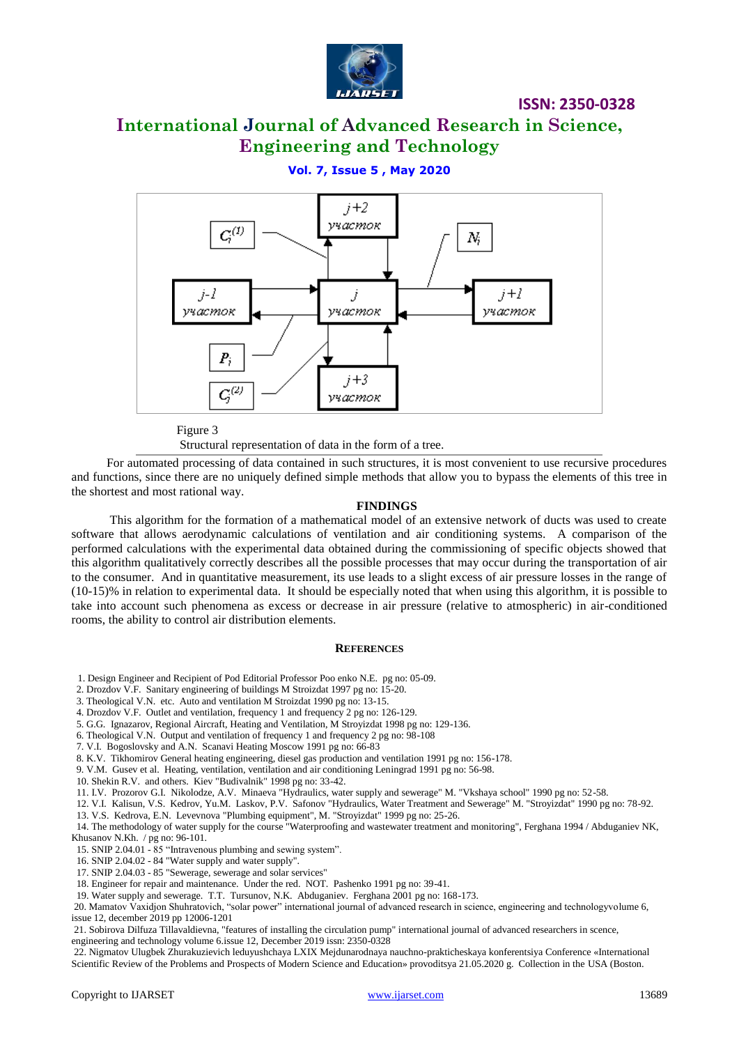Figure 3

Structural representation of data in the form of a tree.

For automated processing of data contained in such structures, it is most convenient to use recursive procedures and functions, since there are no uniquely defined simple methods that allow you to bypass the elements of this tree in the shortest and most rational way.

## FINDINGS

This algorithm for the formation of a mathematical model of an extensive network of ducts was used to create software that allows aerodynamic calculations of ventilation and air conditioning systems. A comparison of the performed calculations with the experimental data obtained during the commissioning of specific objects showed that this algorithm qualitatively correctly describes all the possible processes that may occur during the transportation of air to the consumer. And in quantitative measurement, its use leads to a slight excess of air pressure losses in the range of (10-15)% in relation to experimental data. It should be especially noted that when using this algorithm, it is possible to take into account such phenomena as excess or decrease in air pressure (relative to atmospheric) in air-conditioned rooms, the ability to control air distribution elements.

## REFERENCES

1. Design Engineer and Recipient of Pod Editorial Professor Poo enko N.E. pg no: 05-09.
2. Drozdov V.F. Sanitary engineering of buildings M Stroizdat 1997 pg no: 15-20.
3. Theological V.N. etc. Auto and ventilation M Stroizdat 1990 pg no: 13-15.
4. Drozdov V.F. Outlet and ventilation, frequency 1 and frequency 2 pg no: 126-129.
5. G.G. Ignazarov, Regional Aircraft, Heating and Ventilation, M Stroyizdat 1998 pg no: 129-136.
6. Theological V.N. Output and ventilation of frequency 1 and frequency 2 pg no: 98-108
7. V.I. Bogoslovsky and A.N. Scanavi Heating Moscow 1991 pg no: 66-83
8. K.V. Tikhomirov General heating engineering, diesel gas production and ventilation 1991 pg no: 156-178.
9. V.M. Gusev et al. Heating, ventilation and air conditioning Leningrad 1991 pg no: 56-98.
10. Shekin R.V. and others. Kiev "Budivalnik" 1998 pg no: 33-42.
11. I.V. Prozorov G.I. Nikolodze, A.V. Minaeva "Hydraulics, water supply and sewerage" M. "Vkshaya school" 1990 pg no: 52-58.
12. V.I. Kalisun, V.S. Kedrov, Yu.M. Laskov, P.V. Safonov "Hydraulics, Water Treatment and Sewerage" M. "Stroyizdat" 1990 pg no: 78-92.
13. V.S. Kedrova, E.N. Levevnova "Plumbing equipment", M. "Stroyizdat" 1999 pg no: 25-26.
14. The methodology of water supply for the course "Waterproofing and wastewater treatment and monitoring", Ferghana 1994 / Abduganiev NK, Khusanov N.Kh. / pg no: 96-101.
15. SNIP 2.04.01 - 85 "Intravenous plumbing and sewing system".
16. SNIP 2.04.02 - 84 "Water supply and water supply".
17. SNIP 2.04.03 - 85 "Sewerage, sewerage and solar services"
18. Engineer for repair and maintenance. Under the red. NOT. Pashenko 1991 pg no: 39-41.
19. Water supply and sewerage. T.T. Tursunov, N.K. Abduganiev. Ferghana 2001 pg no: 168-173.
20. Mamatov Vaxidjon Shuhratovich, "solar power" international journal of advanced research in science, engineering and technologyvolume 6, issue 12, december 2019 pp 12006-1201
21. Sobirova Dilfuza Tillavaldievna, "features of installing the circulation pump" international journal of advanced researchers in scence, engineering and technology volume 6.issue 12, December 2019 issn: 2350-0328
22. Nigmatov Ulugbek Zhurakuzievich leduyushchaya LXIX Mejdunarodnaya nauchno-prakticheskaya konferentsiya Conference «International Scientific Review of the Problems and Prospects of Modern Science and Education» provoditsya 21.05.2020 g. Collection in the USA (Boston.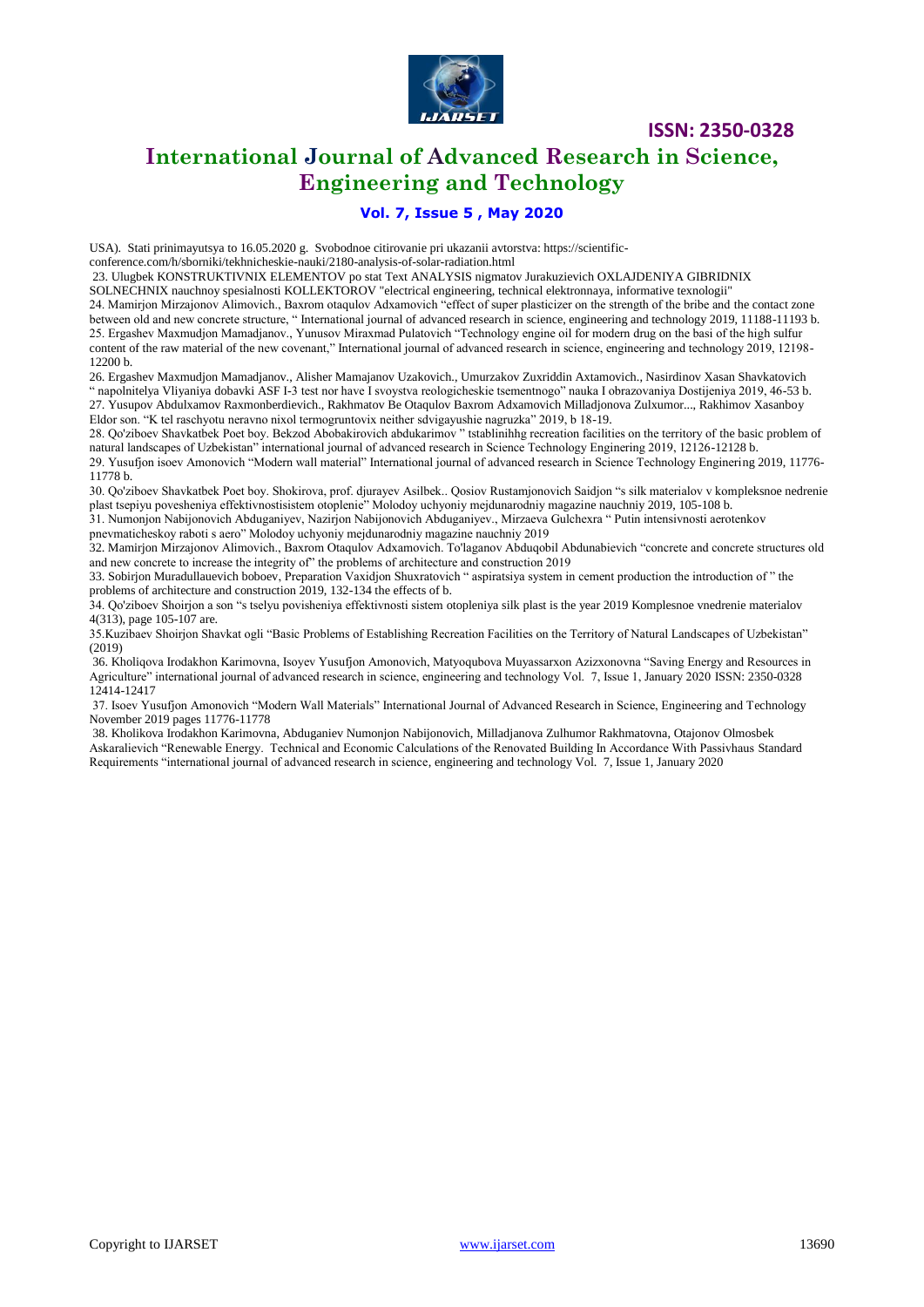USA). Stati prinimayutsya to 16.05.2020 g. Svobodnoe citirovanie pri ukazanii avtorstva: https://scientific-conference.com/h/sborniki/tekhnicheskie-nauki/2180-analysis-of-solar-radiation.html

23. Ulugbek KONSTRUKTIVNIX ELEMENTOV po stat Text ANALYSIS nigmatov Jurakuzievich OXLAJDENIYA GIBRIDNIX SOLNECHNIX nauchnoy spesialnosti KOLLEKTOROV "electrical engineering, technical elektronnaya, informative texnologii"

24. Mamirjon Mirzajonov Alimovich., Baxrom otaqulov Adxamovich "effect of super plasticizer on the strength of the bribe and the contact zone between old and new concrete structure, " International journal of advanced research in science, engineering and technology 2019, 11188-11193 b.

25. Ergashev Maxmudjon Mamadjanov., Yunusov Miraxmad Pulatovich "Technology engine oil for modern drug on the basi of the high sulfur content of the raw material of the new covenant," International journal of advanced research in science, engineering and technology 2019, 12198-12200 b.

26. Ergashev Maxmudjon Mamadjanov., Alisher Mamajanov Uzakovich., Umurzakov Zuxriddin Axtamovich., Nasirdinov Xasan Shavkatovich " napolnitelya Vliyaniya dobavki ASF I-3 test nor have I svoystva reologicheskie tsementnogo" nauka I obrazovaniya Dostijeniya 2019, 46-53 b.

27. Yusupov Abdulxamov Raxmonberdievich., Rakhmatov Be Otaqulov Baxrom Adxamovich Milladjonova Zulxumor..., Rakhimov Xasanboy Eldor son. "K tel raschyotu neravno nixol termogruntovix neither sdvigayushie nagruzka" 2019, b 18-19.

28. Qo'ziboev Shavkatbek Poet boy. Bekzod Abobakirovich abdukarimov " tstablinihhg recreation facilities on the territory of the basic problem of natural landscapes of Uzbekistan" international journal of advanced research in Science Technology Enginering 2019, 12126-12128 b.

29. Yusufjon isoev Amonovich "Modern wall material" International journal of advanced research in Science Technology Enginering 2019, 11776-11778 b.

30. Qo'ziboev Shavkatbek Poet boy. Shokirova, prof. djurayev Asilbek.. Qosiov Rustamjonovich Saidjon "s silk materialov v kompleksnoe nedrenie plast tsepiyu povesheniya effektivnostisistem otoplenie" Molodoy uchyoniy mejdunarodniy magazine nauchniy 2019, 105-108 b.

31. Numonjon Nabijonovich Abduganiyev, Nazirjon Nabijonovich Abduganiyev., Mirzaeva Gulchexra " Putin intensivnosti aerotenkov pnevmaticheskoy raboti s aero" Molodoy uchyoniy mejdunarodniy magazine nauchniy 2019

32. Mamirjon Mirzajonov Alimovich., Baxrom Otaqulov Adxamovich. To'laganov Abduqobil Abdunabievich "concrete and concrete structures old and new concrete to increase the integrity of" the problems of architecture and construction 2019

33. Sobirjon Muradullauevich boboev, Preparation Vaxidjon Shuxratovich " aspiratsiya system in cement production the introduction of " the problems of architecture and construction 2019, 132-134 the effects of b.

34. Qo'ziboev Shoirjon a son "s tselyu povisheniya effektivnosti sistem otopleniya silk plast is the year 2019 Komplesnoe vnedrenie materialov 4(313), page 105-107 are.

35.Kuzibaev Shoirjon Shavkat ogli "Basic Problems of Establishing Recreation Facilities on the Territory of Natural Landscapes of Uzbekistan" (2019)

36. Kholiqova Irodakhon Karimovna, Isoyev Yusufjon Amonovich, Matyoqubova Muyassarxon Azizxonovna "Saving Energy and Resources in Agriculture" international journal of advanced research in science, engineering and technology Vol. 7, Issue 1, January 2020 ISSN: 2350-0328 12414-12417

37. Isoev Yusufjon Amonovich "Modern Wall Materials" International Journal of Advanced Research in Science, Engineering and Technology November 2019 pages 11776-11778

38. Kholikova Irodakhon Karimovna, Abduganiev Numonjon Nabijonovich, Milladjanova Zulhumor Rakhmatovna, Otajonov Olmosbek Askaralievich "Renewable Energy. Technical and Economic Calculations of the Renovated Building In Accordance With Passivhaus Standard Requirements "international journal of advanced research in science, engineering and technology Vol. 7, Issue 1, January 2020